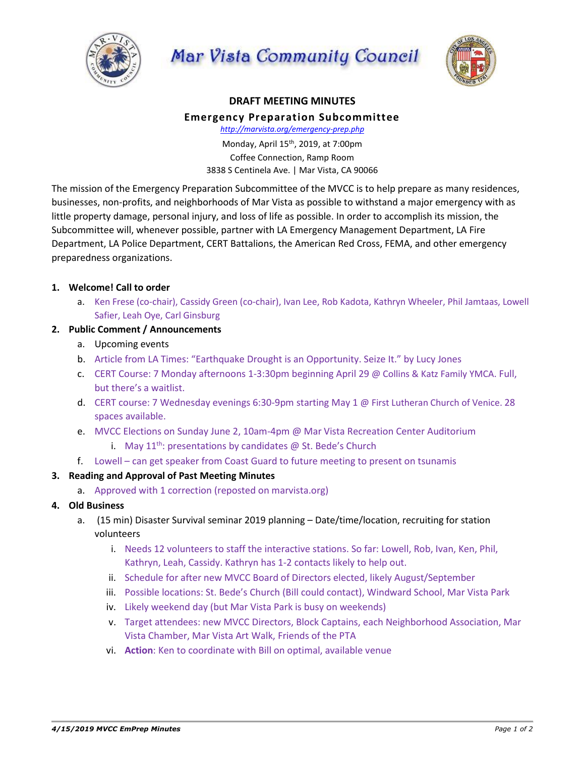# Mar Vista Community Council

## DRAFT MEETING MINUTES

### Emergency Preparation Subcommittee

http://marvista.org/emergency-prep.php

Monday, April 15th, 2019, at 7:00pm
Coffee Connection, Ramp Room
3838 S Centinela Ave. | Mar Vista, CA 90066

The mission of the Emergency Preparation Subcommittee of the MVCC is to help prepare as many residences, businesses, non-profits, and neighborhoods of Mar Vista as possible to withstand a major emergency with as little property damage, personal injury, and loss of life as possible. In order to accomplish its mission, the Subcommittee will, whenever possible, partner with LA Emergency Management Department, LA Fire Department, LA Police Department, CERT Battalions, the American Red Cross, FEMA, and other emergency preparedness organizations.

1. **Welcome! Call to order**
   a. Ken Frese (co-chair), Cassidy Green (co-chair), Ivan Lee, Rob Kadota, Kathryn Wheeler, Phil Jamtaas, Lowell Safier, Leah Oye, Carl Ginsburg
2. **Public Comment / Announcements**
   a. Upcoming events
   b. Article from LA Times: "Earthquake Drought is an Opportunity. Seize It." by Lucy Jones
   c. CERT Course: 7 Monday afternoons 1-3:30pm beginning April 29 @ Collins & Katz Family YMCA. Full, but there's a waitlist.
   d. CERT course: 7 Wednesday evenings 6:30-9pm starting May 1 @ First Lutheran Church of Venice. 28 spaces available.
   e. MVCC Elections on Sunday June 2, 10am-4pm @ Mar Vista Recreation Center Auditorium
      i. May 11th: presentations by candidates @ St. Bede's Church
   f. Lowell – can get speaker from Coast Guard to future meeting to present on tsunamis
3. **Reading and Approval of Past Meeting Minutes**
   a. Approved with 1 correction (reposted on marvista.org)
4. **Old Business**
   a. (15 min) Disaster Survival seminar 2019 planning – Date/time/location, recruiting for station volunteers
      i. Needs 12 volunteers to staff the interactive stations. So far: Lowell, Rob, Ivan, Ken, Phil, Kathryn, Leah, Cassidy. Kathryn has 1-2 contacts likely to help out.
      ii. Schedule for after new MVCC Board of Directors elected, likely August/September
      iii. Possible locations: St. Bede's Church (Bill could contact), Windward School, Mar Vista Park
      iv. Likely weekend day (but Mar Vista Park is busy on weekends)
      v. Target attendees: new MVCC Directors, Block Captains, each Neighborhood Association, Mar Vista Chamber, Mar Vista Art Walk, Friends of the PTA
      vi. **Action**: Ken to coordinate with Bill on optimal, available venue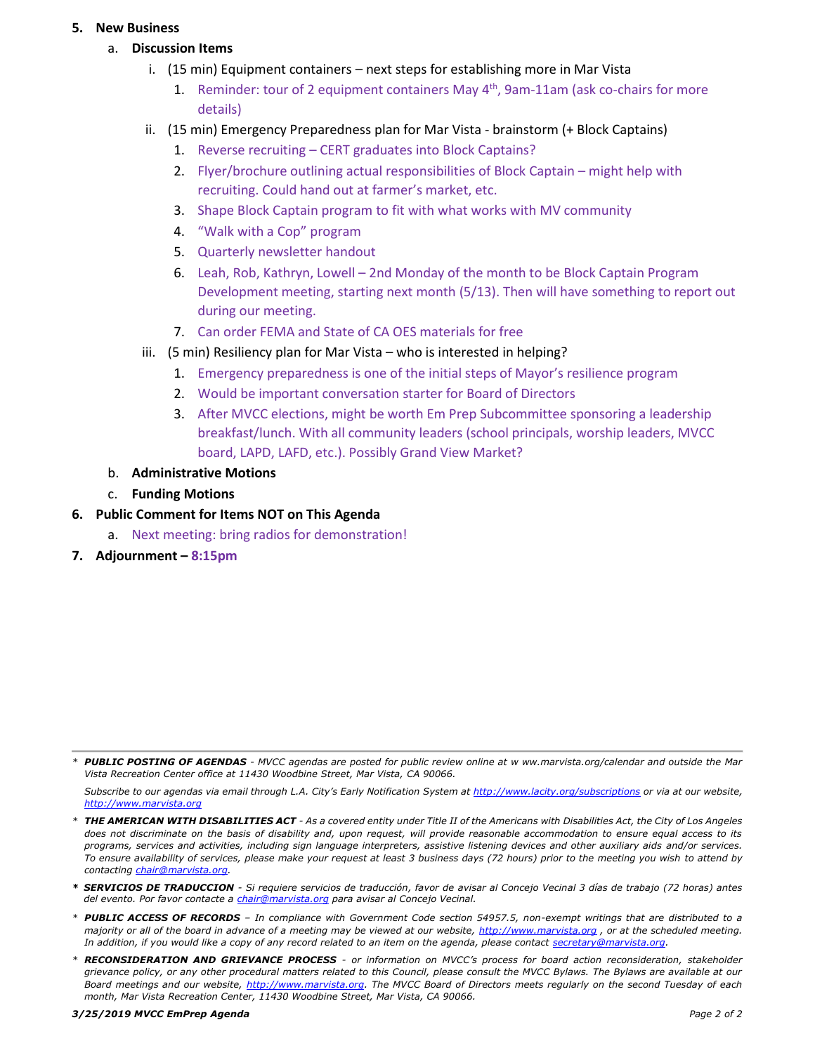5. **New Business**
    a. **Discussion Items**
        i. (15 min) Equipment containers – next steps for establishing more in Mar Vista
            1. Reminder: tour of 2 equipment containers May 4th, 9am-11am (ask co-chairs for more details)
        ii. (15 min) Emergency Preparedness plan for Mar Vista - brainstorm (+ Block Captains)
            1. Reverse recruiting – CERT graduates into Block Captains?
            2. Flyer/brochure outlining actual responsibilities of Block Captain – might help with recruiting. Could hand out at farmer's market, etc.
            3. Shape Block Captain program to fit with what works with MV community
            4. "Walk with a Cop" program
            5. Quarterly newsletter handout
            6. Leah, Rob, Kathryn, Lowell – 2nd Monday of the month to be Block Captain Program Development meeting, starting next month (5/13). Then will have something to report out during our meeting.
            7. Can order FEMA and State of CA OES materials for free
        iii. (5 min) Resiliency plan for Mar Vista – who is interested in helping?
            1. Emergency preparedness is one of the initial steps of Mayor's resilience program
            2. Would be important conversation starter for Board of Directors
            3. After MVCC elections, might be worth Em Prep Subcommittee sponsoring a leadership breakfast/lunch. With all community leaders (school principals, worship leaders, MVCC board, LAPD, LAFD, etc.). Possibly Grand View Market?
    b. **Administrative Motions**
    c. **Funding Motions**
6. **Public Comment for Items NOT on This Agenda**
    a. Next meeting: bring radios for demonstration!
7. **Adjournment – 8:15pm**

---

\* ***PUBLIC POSTING OF AGENDAS*** *- MVCC agendas are posted for public review online at w ww.marvista.org/calendar and outside the Mar Vista Recreation Center office at 11430 Woodbine Street, Mar Vista, CA 90066.*

*Subscribe to our agendas via email through L.A. City's Early Notification System at http://www.lacity.org/subscriptions or via at our website, http://www.marvista.org*

\* ***THE AMERICAN WITH DISABILITIES ACT*** *- As a covered entity under Title II of the Americans with Disabilities Act, the City of Los Angeles does not discriminate on the basis of disability and, upon request, will provide reasonable accommodation to ensure equal access to its programs, services and activities, including sign language interpreters, assistive listening devices and other auxiliary aids and/or services. To ensure availability of services, please make your request at least 3 business days (72 hours) prior to the meeting you wish to attend by contacting chair@marvista.org.*

\* ***SERVICIOS DE TRADUCCION*** *- Si requiere servicios de traducción, favor de avisar al Concejo Vecinal 3 días de trabajo (72 horas) antes del evento. Por favor contacte a chair@marvista.org para avisar al Concejo Vecinal.*

\* ***PUBLIC ACCESS OF RECORDS*** *– In compliance with Government Code section 54957.5, non-exempt writings that are distributed to a majority or all of the board in advance of a meeting may be viewed at our website, http://www.marvista.org , or at the scheduled meeting. In addition, if you would like a copy of any record related to an item on the agenda, please contact secretary@marvista.org.*

\* ***RECONSIDERATION AND GRIEVANCE PROCESS*** *- or information on MVCC's process for board action reconsideration, stakeholder grievance policy, or any other procedural matters related to this Council, please consult the MVCC Bylaws. The Bylaws are available at our Board meetings and our website, http://www.marvista.org. The MVCC Board of Directors meets regularly on the second Tuesday of each month, Mar Vista Recreation Center, 11430 Woodbine Street, Mar Vista, CA 90066.*